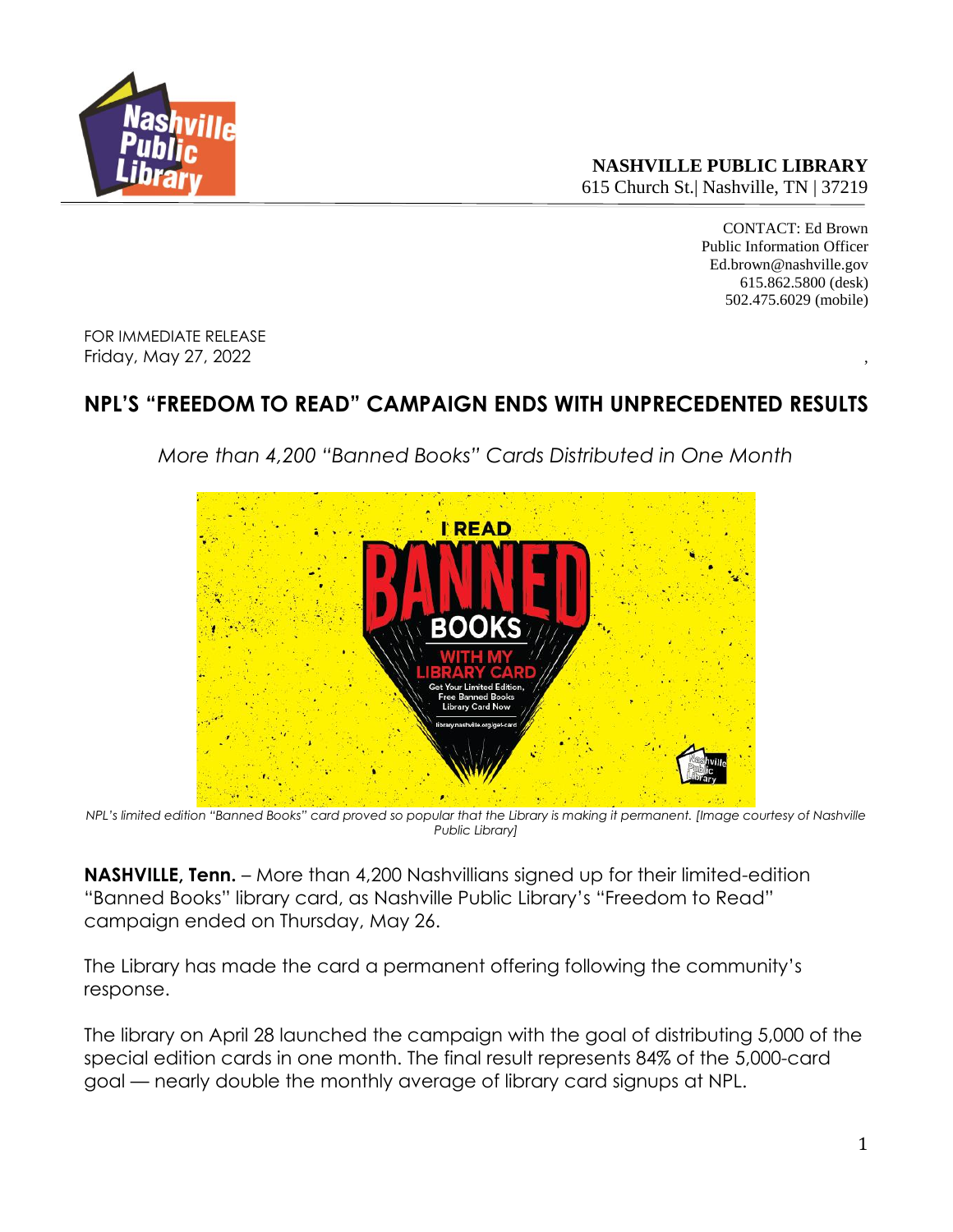**NASHVILLE PUBLIC LIBRARY**
615 Church St.| Nashville, TN | 37219

CONTACT: Ed Brown
Public Information Officer
Ed.brown@nashville.gov
615.862.5800 (desk)
502.475.6029 (mobile)

FOR IMMEDIATE RELEASE
Friday, May 27, 2022

# NPL'S "FREEDOM TO READ" CAMPAIGN ENDS WITH UNPRECEDENTED RESULTS

*More than 4,200 "Banned Books" Cards Distributed in One Month*

*NPL's limited edition "Banned Books" card proved so popular that the Library is making it permanent. [Image courtesy of Nashville Public Library]*

**NASHVILLE, Tenn.** – More than 4,200 Nashvillians signed up for their limited-edition "Banned Books" library card, as Nashville Public Library's "Freedom to Read" campaign ended on Thursday, May 26.

The Library has made the card a permanent offering following the community's response.

The library on April 28 launched the campaign with the goal of distributing 5,000 of the special edition cards in one month. The final result represents 84% of the 5,000-card goal — nearly double the monthly average of library card signups at NPL.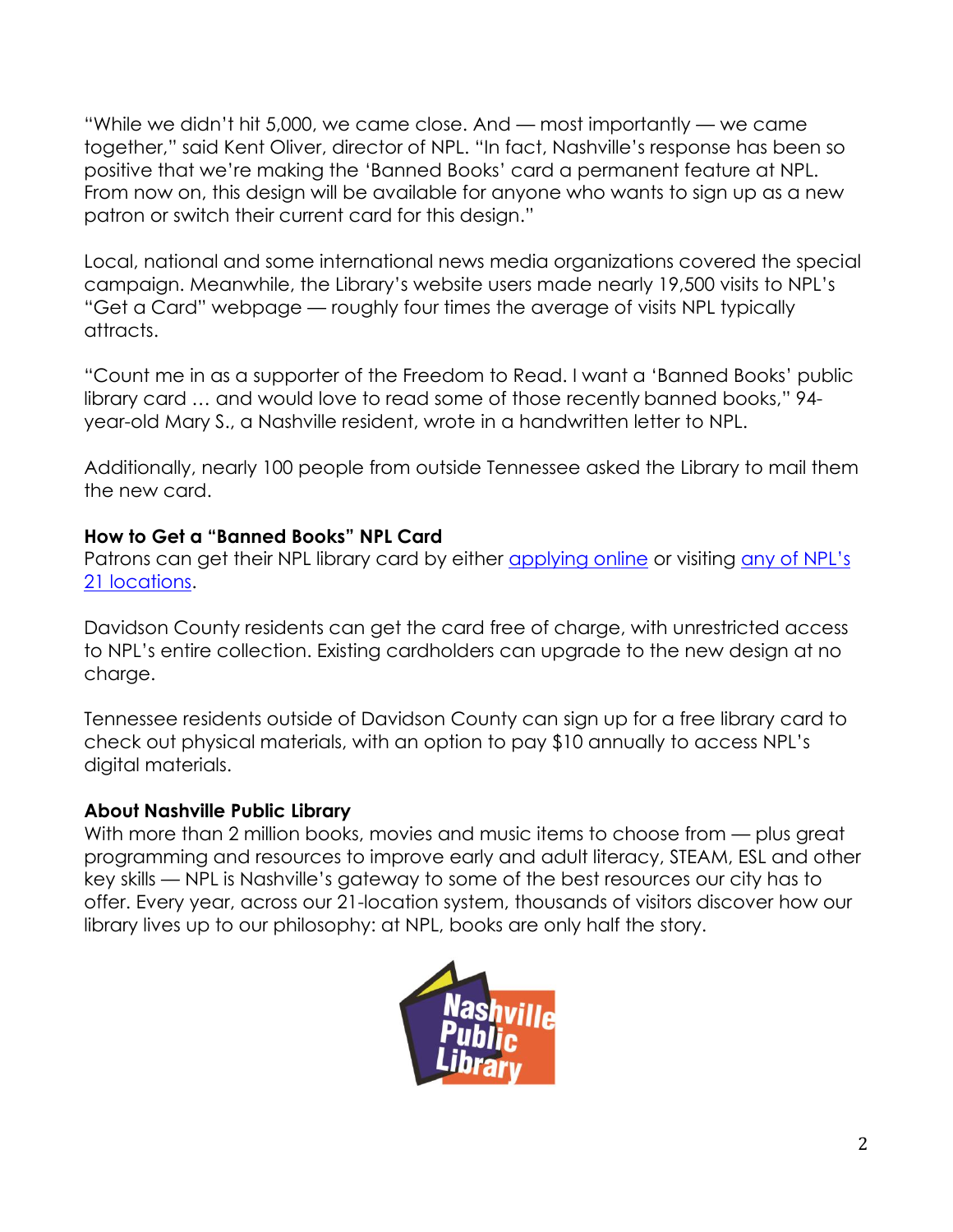"While we didn't hit 5,000, we came close. And — most importantly — we came together," said Kent Oliver, director of NPL. "In fact, Nashville's response has been so positive that we're making the 'Banned Books' card a permanent feature at NPL. From now on, this design will be available for anyone who wants to sign up as a new patron or switch their current card for this design."

Local, national and some international news media organizations covered the special campaign. Meanwhile, the Library's website users made nearly 19,500 visits to NPL's "Get a Card" webpage — roughly four times the average of visits NPL typically attracts.

"Count me in as a supporter of the Freedom to Read. I want a 'Banned Books' public library card … and would love to read some of those recently banned books," 94-year-old Mary S., a Nashville resident, wrote in a handwritten letter to NPL.

Additionally, nearly 100 people from outside Tennessee asked the Library to mail them the new card.

**How to Get a "Banned Books" NPL Card**

Patrons can get their NPL library card by either applying online or visiting any of NPL's 21 locations.

Davidson County residents can get the card free of charge, with unrestricted access to NPL's entire collection. Existing cardholders can upgrade to the new design at no charge.

Tennessee residents outside of Davidson County can sign up for a free library card to check out physical materials, with an option to pay $10 annually to access NPL's digital materials.

**About Nashville Public Library**

With more than 2 million books, movies and music items to choose from — plus great programming and resources to improve early and adult literacy, STEAM, ESL and other key skills — NPL is Nashville's gateway to some of the best resources our city has to offer. Every year, across our 21-location system, thousands of visitors discover how our library lives up to our philosophy: at NPL, books are only half the story.

Nashville Public Library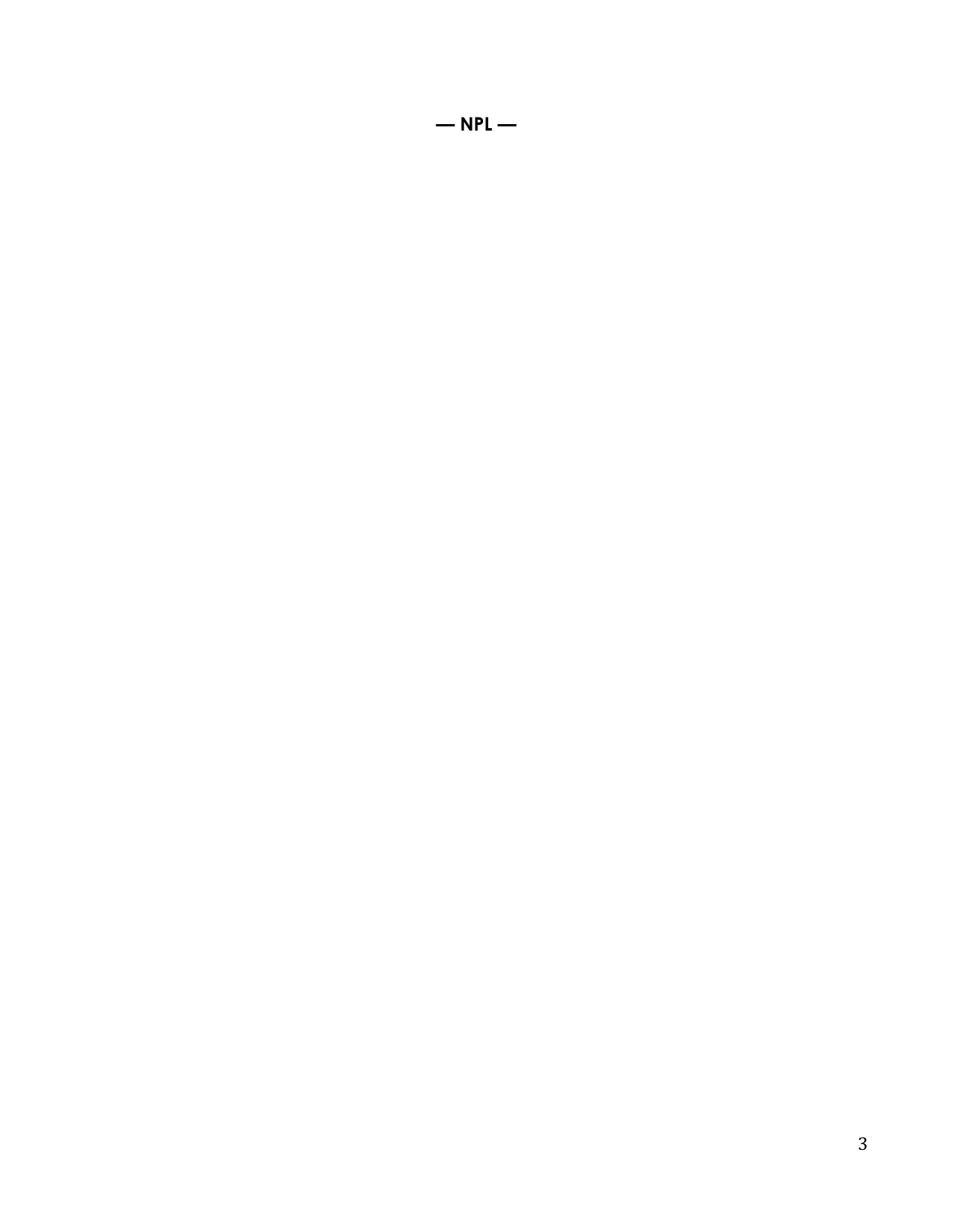**— NPL —**